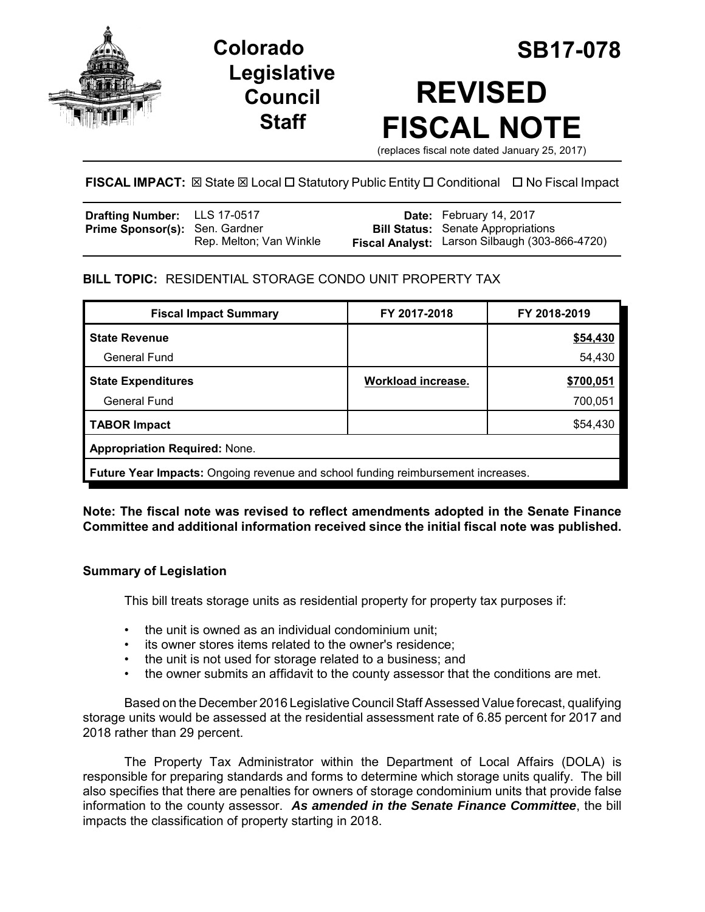# Colorado Legislative Council Staff

# SB17-078

# REVISED FISCAL NOTE

(replaces fiscal note dated January 25, 2017)

**FISCAL IMPACT:** ☒ State ☒ Local ☐ Statutory Public Entity ☐ Conditional ☐ No Fiscal Impact

| | | | |
|---|---|---|---|
| **Drafting Number:** | LLS 17-0517 | **Date:** | February 14, 2017 |
| **Prime Sponsor(s):** | Sen. Gardner<br>Rep. Melton; Van Winkle | **Bill Status:** | Senate Appropriations |
| | | **Fiscal Analyst:** | Larson Silbaugh (303-866-4720) |

**BILL TOPIC:** RESIDENTIAL STORAGE CONDO UNIT PROPERTY TAX

| Fiscal Impact Summary | FY 2017-2018 | FY 2018-2019 |
|---|---|---|
| **State Revenue** | | **$54,430** |
| General Fund | | 54,430 |
| **State Expenditures** | **Workload increase.** | **$700,051** |
| General Fund | | 700,051 |
| **TABOR Impact** | | $54,430 |
| **Appropriation Required:** None. | | |
| **Future Year Impacts:** Ongoing revenue and school funding reimbursement increases. | | |

**Note: The fiscal note was revised to reflect amendments adopted in the Senate Finance Committee and additional information received since the initial fiscal note was published.**

### Summary of Legislation

This bill treats storage units as residential property for property tax purposes if:

- the unit is owned as an individual condominium unit;
- its owner stores items related to the owner's residence;
- the unit is not used for storage related to a business; and
- the owner submits an affidavit to the county assessor that the conditions are met.

Based on the December 2016 Legislative Council Staff Assessed Value forecast, qualifying storage units would be assessed at the residential assessment rate of 6.85 percent for 2017 and 2018 rather than 29 percent.

The Property Tax Administrator within the Department of Local Affairs (DOLA) is responsible for preparing standards and forms to determine which storage units qualify. The bill also specifies that there are penalties for owners of storage condominium units that provide false information to the county assessor. ***As amended in the Senate Finance Committee***, the bill impacts the classification of property starting in 2018.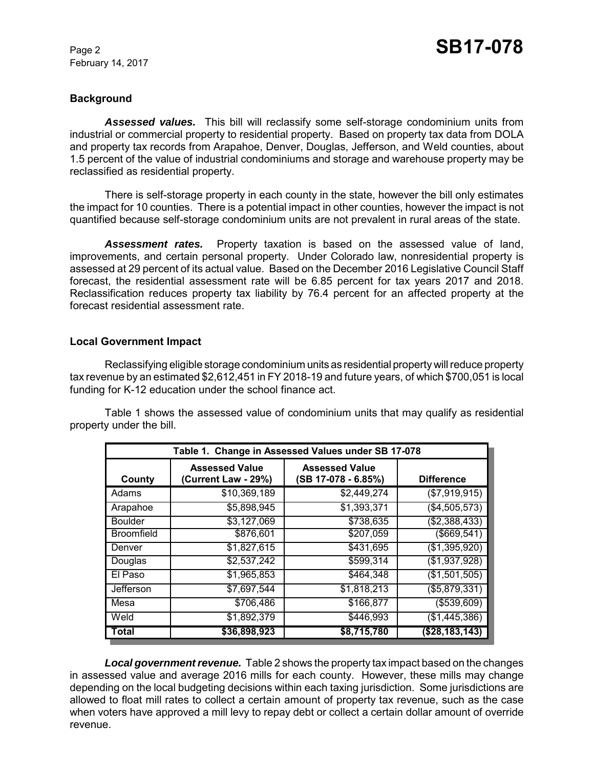## Background

***Assessed values.*** This bill will reclassify some self-storage condominium units from industrial or commercial property to residential property. Based on property tax data from DOLA and property tax records from Arapahoe, Denver, Douglas, Jefferson, and Weld counties, about 1.5 percent of the value of industrial condominiums and storage and warehouse property may be reclassified as residential property.

There is self-storage property in each county in the state, however the bill only estimates the impact for 10 counties. There is a potential impact in other counties, however the impact is not quantified because self-storage condominium units are not prevalent in rural areas of the state.

***Assessment rates.*** Property taxation is based on the assessed value of land, improvements, and certain personal property. Under Colorado law, nonresidential property is assessed at 29 percent of its actual value. Based on the December 2016 Legislative Council Staff forecast, the residential assessment rate will be 6.85 percent for tax years 2017 and 2018. Reclassification reduces property tax liability by 76.4 percent for an affected property at the forecast residential assessment rate.

## Local Government Impact

Reclassifying eligible storage condominium units as residential property will reduce property tax revenue by an estimated $2,612,451 in FY 2018-19 and future years, of which $700,051 is local funding for K-12 education under the school finance act.

Table 1 shows the assessed value of condominium units that may qualify as residential property under the bill.

| Table 1. Change in Assessed Values under SB 17-078 | | | |
|---|---|---|---|
| **County** | **Assessed Value (Current Law - 29%)** | **Assessed Value (SB 17-078 - 6.85%)** | **Difference** |
| Adams | $10,369,189 | $2,449,274 | ($7,919,915) |
| Arapahoe | $5,898,945 | $1,393,371 | ($4,505,573) |
| Boulder | $3,127,069 | $738,635 | ($2,388,433) |
| Broomfield | $876,601 | $207,059 | ($669,541) |
| Denver | $1,827,615 | $431,695 | ($1,395,920) |
| Douglas | $2,537,242 | $599,314 | ($1,937,928) |
| El Paso | $1,965,853 | $464,348 | ($1,501,505) |
| Jefferson | $7,697,544 | $1,818,213 | ($5,879,331) |
| Mesa | $706,486 | $166,877 | ($539,609) |
| Weld | $1,892,379 | $446,993 | ($1,445,386) |
| **Total** | **$36,898,923** | **$8,715,780** | **($28,183,143)** |

***Local government revenue.*** Table 2 shows the property tax impact based on the changes in assessed value and average 2016 mills for each county. However, these mills may change depending on the local budgeting decisions within each taxing jurisdiction. Some jurisdictions are allowed to float mill rates to collect a certain amount of property tax revenue, such as the case when voters have approved a mill levy to repay debt or collect a certain dollar amount of override revenue.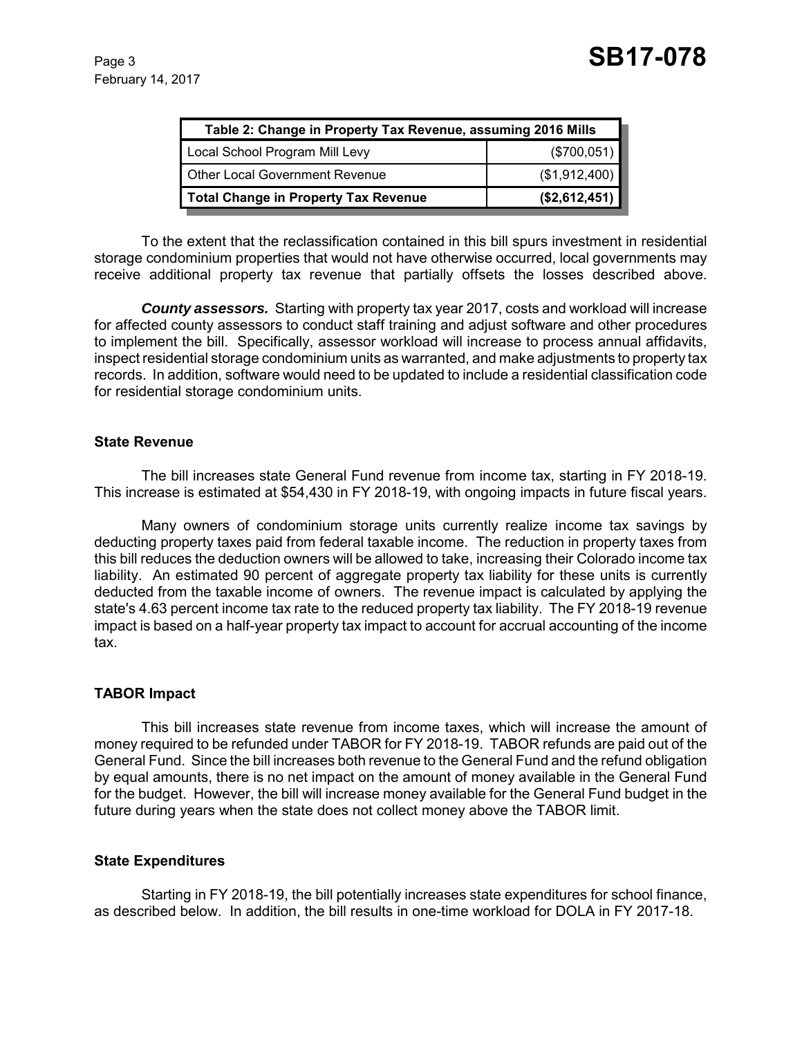| Table 2: Change in Property Tax Revenue, assuming 2016 Mills | |
|---|---|
| Local School Program Mill Levy | ($700,051) |
| Other Local Government Revenue | ($1,912,400) |
| **Total Change in Property Tax Revenue** | **($2,612,451)** |

To the extent that the reclassification contained in this bill spurs investment in residential storage condominium properties that would not have otherwise occurred, local governments may receive additional property tax revenue that partially offsets the losses described above.

***County assessors.*** Starting with property tax year 2017, costs and workload will increase for affected county assessors to conduct staff training and adjust software and other procedures to implement the bill. Specifically, assessor workload will increase to process annual affidavits, inspect residential storage condominium units as warranted, and make adjustments to property tax records. In addition, software would need to be updated to include a residential classification code for residential storage condominium units.

### State Revenue

The bill increases state General Fund revenue from income tax, starting in FY 2018-19. This increase is estimated at $54,430 in FY 2018-19, with ongoing impacts in future fiscal years.

Many owners of condominium storage units currently realize income tax savings by deducting property taxes paid from federal taxable income. The reduction in property taxes from this bill reduces the deduction owners will be allowed to take, increasing their Colorado income tax liability. An estimated 90 percent of aggregate property tax liability for these units is currently deducted from the taxable income of owners. The revenue impact is calculated by applying the state's 4.63 percent income tax rate to the reduced property tax liability. The FY 2018-19 revenue impact is based on a half-year property tax impact to account for accrual accounting of the income tax.

### TABOR Impact

This bill increases state revenue from income taxes, which will increase the amount of money required to be refunded under TABOR for FY 2018-19. TABOR refunds are paid out of the General Fund. Since the bill increases both revenue to the General Fund and the refund obligation by equal amounts, there is no net impact on the amount of money available in the General Fund for the budget. However, the bill will increase money available for the General Fund budget in the future during years when the state does not collect money above the TABOR limit.

### State Expenditures

Starting in FY 2018-19, the bill potentially increases state expenditures for school finance, as described below. In addition, the bill results in one-time workload for DOLA in FY 2017-18.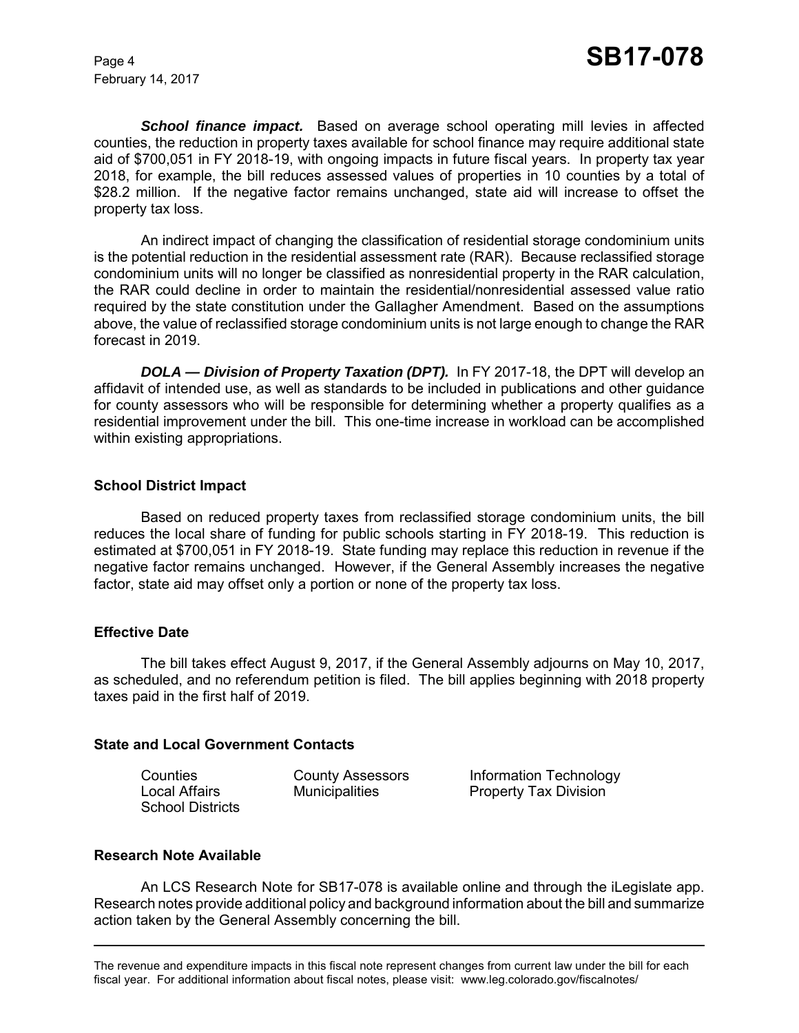***School finance impact.*** Based on average school operating mill levies in affected counties, the reduction in property taxes available for school finance may require additional state aid of $700,051 in FY 2018-19, with ongoing impacts in future fiscal years. In property tax year 2018, for example, the bill reduces assessed values of properties in 10 counties by a total of $28.2 million. If the negative factor remains unchanged, state aid will increase to offset the property tax loss.

An indirect impact of changing the classification of residential storage condominium units is the potential reduction in the residential assessment rate (RAR). Because reclassified storage condominium units will no longer be classified as nonresidential property in the RAR calculation, the RAR could decline in order to maintain the residential/nonresidential assessed value ratio required by the state constitution under the Gallagher Amendment. Based on the assumptions above, the value of reclassified storage condominium units is not large enough to change the RAR forecast in 2019.

***DOLA — Division of Property Taxation (DPT).*** In FY 2017-18, the DPT will develop an affidavit of intended use, as well as standards to be included in publications and other guidance for county assessors who will be responsible for determining whether a property qualifies as a residential improvement under the bill. This one-time increase in workload can be accomplished within existing appropriations.

### School District Impact

Based on reduced property taxes from reclassified storage condominium units, the bill reduces the local share of funding for public schools starting in FY 2018-19. This reduction is estimated at $700,051 in FY 2018-19. State funding may replace this reduction in revenue if the negative factor remains unchanged. However, if the General Assembly increases the negative factor, state aid may offset only a portion or none of the property tax loss.

### Effective Date

The bill takes effect August 9, 2017, if the General Assembly adjourns on May 10, 2017, as scheduled, and no referendum petition is filed. The bill applies beginning with 2018 property taxes paid in the first half of 2019.

### State and Local Government Contacts

| | | |
|---|---|---|
| Counties | County Assessors | Information Technology |
| Local Affairs | Municipalities | Property Tax Division |
| School Districts | | |

### Research Note Available

An LCS Research Note for SB17-078 is available online and through the iLegislate app. Research notes provide additional policy and background information about the bill and summarize action taken by the General Assembly concerning the bill.

---

The revenue and expenditure impacts in this fiscal note represent changes from current law under the bill for each fiscal year. For additional information about fiscal notes, please visit: www.leg.colorado.gov/fiscalnotes/